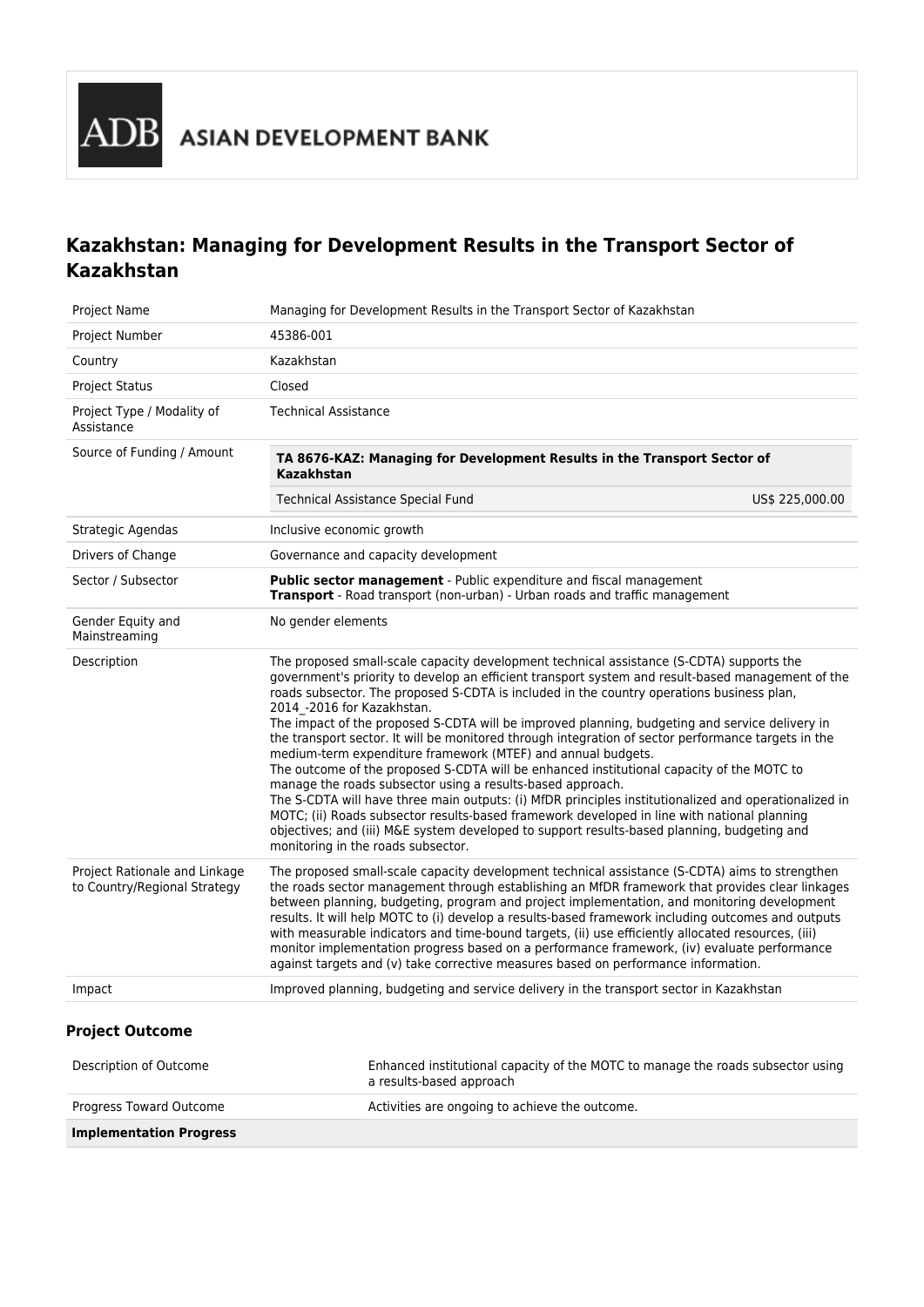ADB ASIAN DEVELOPMENT BANK

# Kazakhstan: Managing for Development Results in the Transport Sector of Kazakhstan

| | |
|---|---|
| Project Name | Managing for Development Results in the Transport Sector of Kazakhstan |
| Project Number | 45386-001 |
| Country | Kazakhstan |
| Project Status | Closed |
| Project Type / Modality of Assistance | Technical Assistance |
| Source of Funding / Amount | **TA 8676-KAZ: Managing for Development Results in the Transport Sector of Kazakhstan**<br>Technical Assistance Special Fund — US$ 225,000.00 |
| Strategic Agendas | Inclusive economic growth |
| Drivers of Change | Governance and capacity development |
| Sector / Subsector | **Public sector management** - Public expenditure and fiscal management<br>**Transport** - Road transport (non-urban) - Urban roads and traffic management |
| Gender Equity and Mainstreaming | No gender elements |
| Description | The proposed small-scale capacity development technical assistance (S-CDTA) supports the government's priority to develop an efficient transport system and result-based management of the roads subsector. The proposed S-CDTA is included in the country operations business plan, 2014_-2016 for Kazakhstan.<br>The impact of the proposed S-CDTA will be improved planning, budgeting and service delivery in the transport sector. It will be monitored through integration of sector performance targets in the medium-term expenditure framework (MTEF) and annual budgets.<br>The outcome of the proposed S-CDTA will be enhanced institutional capacity of the MOTC to manage the roads subsector using a results-based approach.<br>The S-CDTA will have three main outputs: (i) MfDR principles institutionalized and operationalized in MOTC; (ii) Roads subsector results-based framework developed in line with national planning objectives; and (iii) M&E system developed to support results-based planning, budgeting and monitoring in the roads subsector. |
| Project Rationale and Linkage to Country/Regional Strategy | The proposed small-scale capacity development technical assistance (S-CDTA) aims to strengthen the roads sector management through establishing an MfDR framework that provides clear linkages between planning, budgeting, program and project implementation, and monitoring development results. It will help MOTC to (i) develop a results-based framework including outcomes and outputs with measurable indicators and time-bound targets, (ii) use efficiently allocated resources, (iii) monitor implementation progress based on a performance framework, (iv) evaluate performance against targets and (v) take corrective measures based on performance information. |
| Impact | Improved planning, budgeting and service delivery in the transport sector in Kazakhstan |

## Project Outcome

| | |
|---|---|
| Description of Outcome | Enhanced institutional capacity of the MOTC to manage the roads subsector using a results-based approach |
| Progress Toward Outcome | Activities are ongoing to achieve the outcome. |
| **Implementation Progress** | |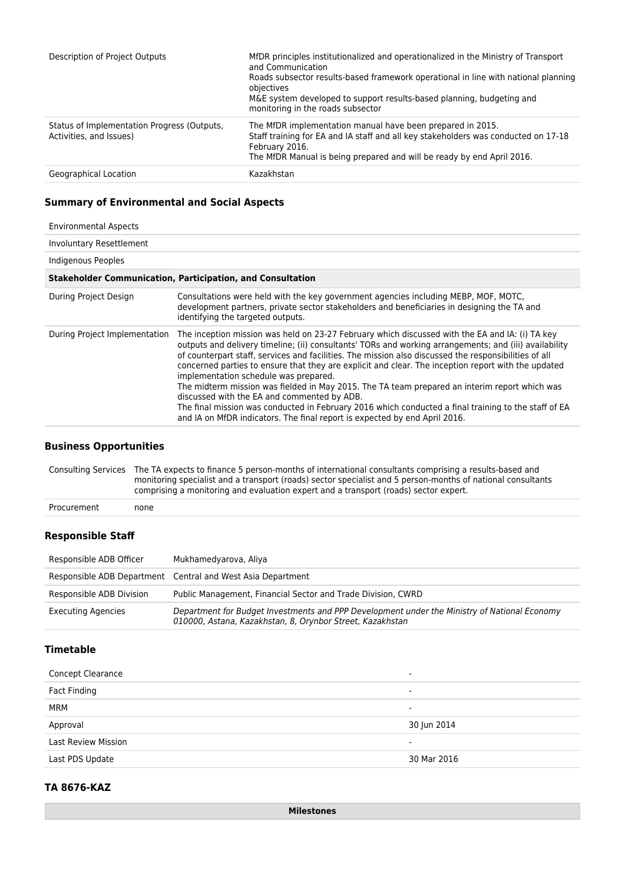| | |
|---|---|
| Description of Project Outputs | MfDR principles institutionalized and operationalized in the Ministry of Transport and Communication<br>Roads subsector results-based framework operational in line with national planning objectives<br>M&E system developed to support results-based planning, budgeting and monitoring in the roads subsector |
| Status of Implementation Progress (Outputs, Activities, and Issues) | The MfDR implementation manual have been prepared in 2015.<br>Staff training for EA and IA staff and all key stakeholders was conducted on 17-18 February 2016.<br>The MfDR Manual is being prepared and will be ready by end April 2016. |
| Geographical Location | Kazakhstan |

### Summary of Environmental and Social Aspects

| | |
|---|---|
| Environmental Aspects | |
| Involuntary Resettlement | |
| Indigenous Peoples | |
| **Stakeholder Communication, Participation, and Consultation** | |
| During Project Design | Consultations were held with the key government agencies including MEBP, MOF, MOTC, development partners, private sector stakeholders and beneficiaries in designing the TA and identifying the targeted outputs. |
| During Project Implementation | The inception mission was held on 23-27 February which discussed with the EA and IA: (i) TA key outputs and delivery timeline; (ii) consultants' TORs and working arrangements; and (iii) availability of counterpart staff, services and facilities. The mission also discussed the responsibilities of all concerned parties to ensure that they are explicit and clear. The inception report with the updated implementation schedule was prepared.<br>The midterm mission was fielded in May 2015. The TA team prepared an interim report which was discussed with the EA and commented by ADB.<br>The final mission was conducted in February 2016 which conducted a final training to the staff of EA and IA on MfDR indicators. The final report is expected by end April 2016. |

### Business Opportunities

| | |
|---|---|
| Consulting Services | The TA expects to finance 5 person-months of international consultants comprising a results-based and monitoring specialist and a transport (roads) sector specialist and 5 person-months of national consultants comprising a monitoring and evaluation expert and a transport (roads) sector expert. |
| Procurement | none |

### Responsible Staff

| | |
|---|---|
| Responsible ADB Officer | Mukhamedyarova, Aliya |
| Responsible ADB Department | Central and West Asia Department |
| Responsible ADB Division | Public Management, Financial Sector and Trade Division, CWRD |
| Executing Agencies | *Department for Budget Investments and PPP Development under the Ministry of National Economy 010000, Astana, Kazakhstan, 8, Orynbor Street, Kazakhstan* |

### Timetable

| | |
|---|---|
| Concept Clearance | - |
| Fact Finding | - |
| MRM | - |
| Approval | 30 Jun 2014 |
| Last Review Mission | - |
| Last PDS Update | 30 Mar 2016 |

### TA 8676-KAZ

| Milestones |
|---|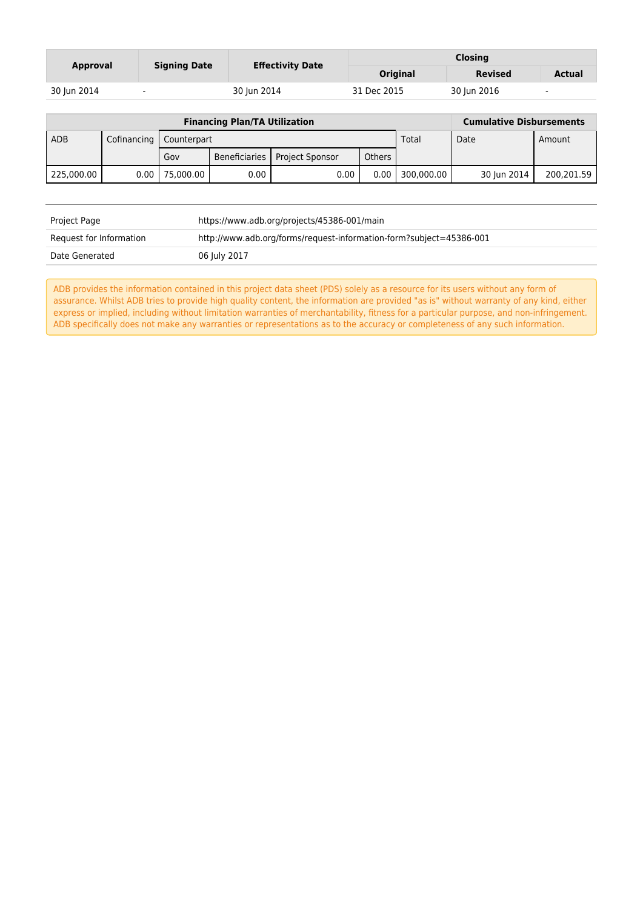| Approval | Signing Date | Effectivity Date | Closing | | |
|---|---|---|---|---|---|
| | | | Original | Revised | Actual |
| 30 Jun 2014 | - | 30 Jun 2014 | 31 Dec 2015 | 30 Jun 2016 | - |

| Financing Plan/TA Utilization | | | | | | | Cumulative Disbursements | |
|---|---|---|---|---|---|---|---|---|
| ADB | Cofinancing | Counterpart | | | | Total | Date | Amount |
| | | Gov | Beneficiaries | Project Sponsor | Others | | | |
| 225,000.00 | 0.00 | 75,000.00 | 0.00 | 0.00 | 0.00 | 300,000.00 | 30 Jun 2014 | 200,201.59 |

| | |
|---|---|
| Project Page | https://www.adb.org/projects/45386-001/main |
| Request for Information | http://www.adb.org/forms/request-information-form?subject=45386-001 |
| Date Generated | 06 July 2017 |

ADB provides the information contained in this project data sheet (PDS) solely as a resource for its users without any form of assurance. Whilst ADB tries to provide high quality content, the information are provided "as is" without warranty of any kind, either express or implied, including without limitation warranties of merchantability, fitness for a particular purpose, and non-infringement. ADB specifically does not make any warranties or representations as to the accuracy or completeness of any such information.